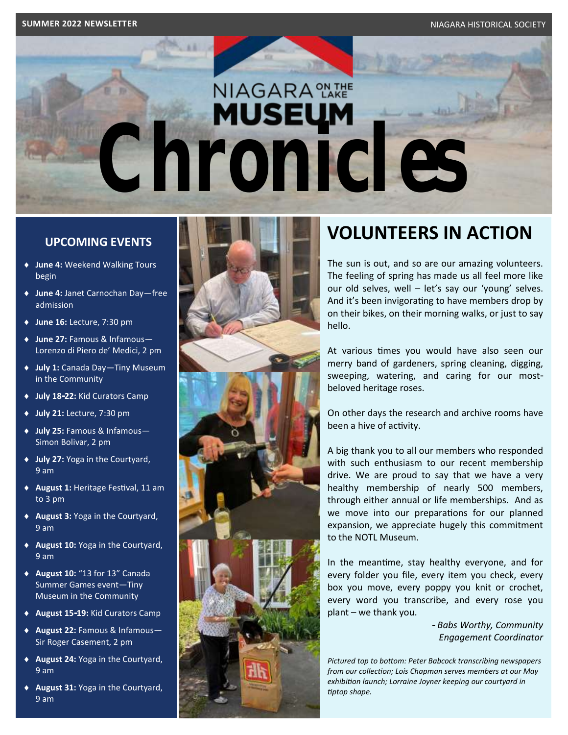# Chronicles

NIAGARA ON THE LAKE MUSEUM

## UPCOMING EVENTS

- **June 4:** Weekend Walking Tours begin
- **June 4:** Janet Carnochan Day—free admission
- **June 16:** Lecture, 7:30 pm
- **June 27:** Famous & Infamous—Lorenzo di Piero de' Medici, 2 pm
- **July 1:** Canada Day—Tiny Museum in the Community
- **July 18-22:** Kid Curators Camp
- **July 21:** Lecture, 7:30 pm
- **July 25:** Famous & Infamous—Simon Bolivar, 2 pm
- **July 27:** Yoga in the Courtyard, 9 am
- **August 1:** Heritage Festival, 11 am to 3 pm
- **August 3:** Yoga in the Courtyard, 9 am
- **August 10:** Yoga in the Courtyard, 9 am
- **August 10:** "13 for 13" Canada Summer Games event—Tiny Museum in the Community
- **August 15-19:** Kid Curators Camp
- **August 22:** Famous & Infamous—Sir Roger Casement, 2 pm
- **August 24:** Yoga in the Courtyard, 9 am
- **August 31:** Yoga in the Courtyard, 9 am

## VOLUNTEERS IN ACTION

The sun is out, and so are our amazing volunteers. The feeling of spring has made us all feel more like our old selves, well – let's say our 'young' selves. And it's been invigorating to have members drop by on their bikes, on their morning walks, or just to say hello.

At various times you would have also seen our merry band of gardeners, spring cleaning, digging, sweeping, watering, and caring for our most-beloved heritage roses.

On other days the research and archive rooms have been a hive of activity.

A big thank you to all our members who responded with such enthusiasm to our recent membership drive. We are proud to say that we have a very healthy membership of nearly 500 members, through either annual or life memberships. And as we move into our preparations for our planned expansion, we appreciate hugely this commitment to the NOTL Museum.

In the meantime, stay healthy everyone, and for every folder you file, every item you check, every box you move, every poppy you knit or crochet, every word you transcribe, and every rose you plant – we thank you.

*- Babs Worthy, Community Engagement Coordinator*

*Pictured top to bottom: Peter Babcock transcribing newspapers from our collection; Lois Chapman serves members at our May exhibition launch; Lorraine Joyner keeping our courtyard in tiptop shape.*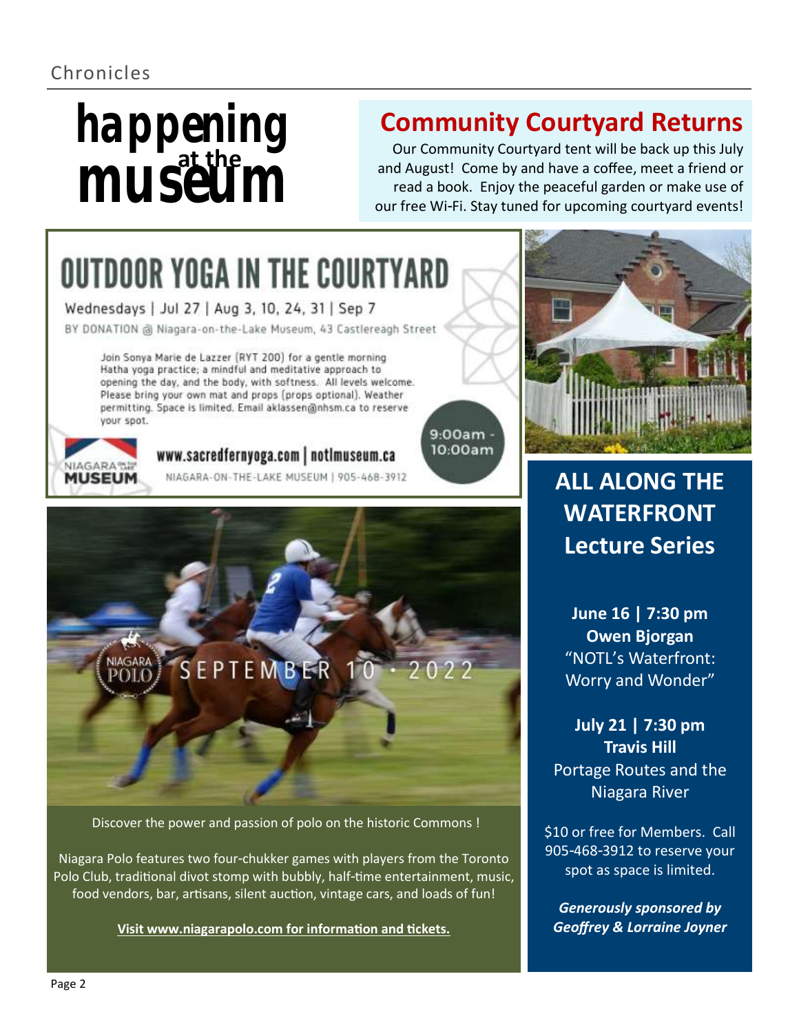# happening at the museum

## Community Courtyard Returns

Our Community Courtyard tent will be back up this July and August! Come by and have a coffee, meet a friend or read a book. Enjoy the peaceful garden or make use of our free Wi-Fi. Stay tuned for upcoming courtyard events!

## OUTDOOR YOGA IN THE COURTYARD

Wednesdays | Jul 27 | Aug 3, 10, 24, 31 | Sep 7

BY DONATION @ Niagara-on-the-Lake Museum, 43 Castlereagh Street

Join Sonya Marie de Lazzer (RYT 200) for a gentle morning Hatha yoga practice; a mindful and meditative approach to opening the day, and the body, with softness. All levels welcome. Please bring your own mat and props (props optional). Weather permitting. Space is limited. Email aklassen@nhsm.ca to reserve your spot.

9:00am - 10:00am

www.sacredfernyoga.com | notlmuseum.ca

NIAGARA-ON-THE-LAKE MUSEUM | 905-468-3912

## NIAGARA POLO — SEPTEMBER 10 • 2022

Discover the power and passion of polo on the historic Commons !

Niagara Polo features two four-chukker games with players from the Toronto Polo Club, traditional divot stomp with bubbly, half-time entertainment, music, food vendors, bar, artisans, silent auction, vintage cars, and loads of fun!

**Visit www.niagarapolo.com for information and tickets.**

## ALL ALONG THE WATERFRONT Lecture Series

**June 16 | 7:30 pm**
**Owen Bjorgan**
"NOTL's Waterfront: Worry and Wonder"

**July 21 | 7:30 pm**
**Travis Hill**
Portage Routes and the Niagara River

$10 or free for Members. Call 905-468-3912 to reserve your spot as space is limited.

***Generously sponsored by Geoffrey & Lorraine Joyner***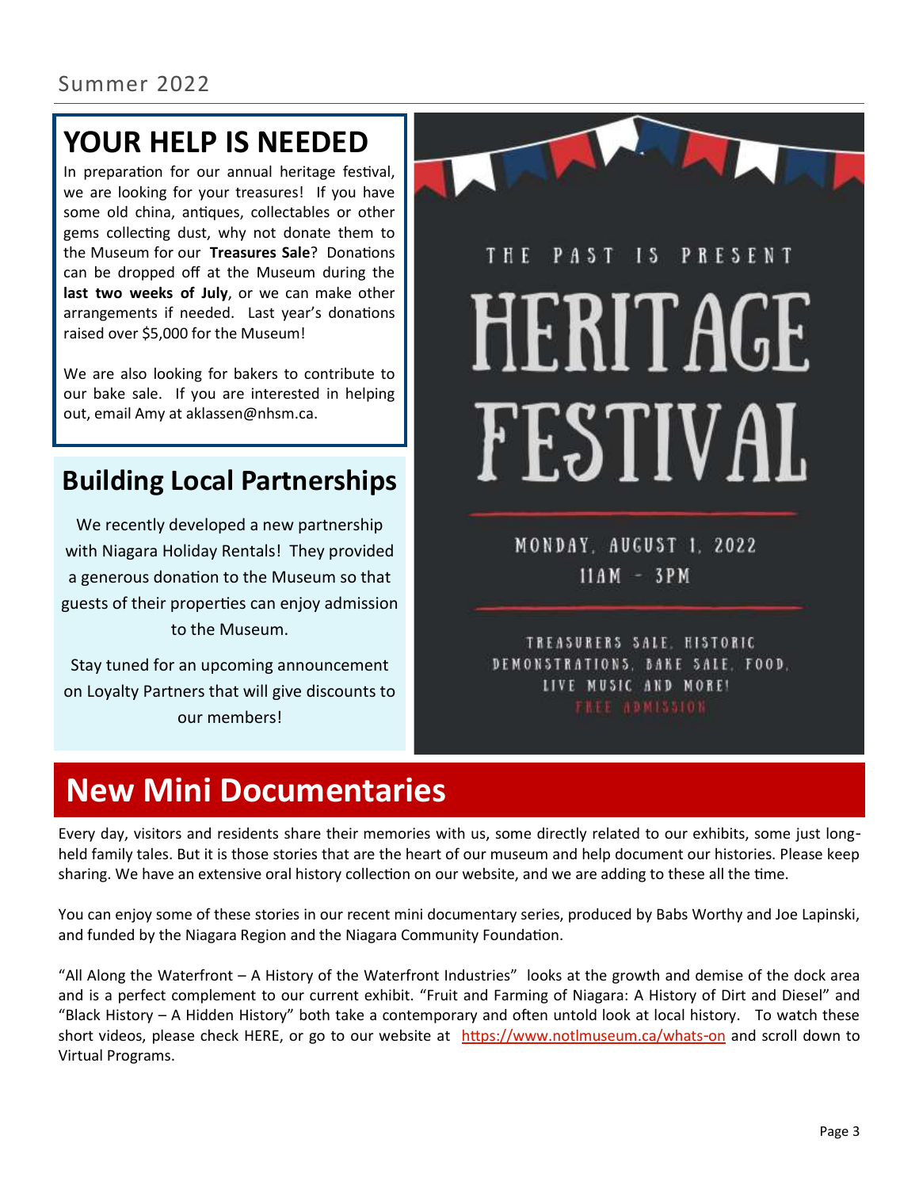## YOUR HELP IS NEEDED

In preparation for our annual heritage festival, we are looking for your treasures! If you have some old china, antiques, collectables or other gems collecting dust, why not donate them to the Museum for our **Treasures Sale**? Donations can be dropped off at the Museum during the **last two weeks of July**, or we can make other arrangements if needed. Last year's donations raised over $5,000 for the Museum!

We are also looking for bakers to contribute to our bake sale. If you are interested in helping out, email Amy at aklassen@nhsm.ca.

## Building Local Partnerships

We recently developed a new partnership with Niagara Holiday Rentals! They provided a generous donation to the Museum so that guests of their properties can enjoy admission to the Museum.

Stay tuned for an upcoming announcement on Loyalty Partners that will give discounts to our members!

THE PAST IS PRESENT

# HERITAGE FESTIVAL

MONDAY, AUGUST 1, 2022
11AM - 3PM

TREASURERS SALE, HISTORIC DEMONSTRATIONS, BAKE SALE, FOOD, LIVE MUSIC AND MORE!
FREE ADMISSION

## New Mini Documentaries

Every day, visitors and residents share their memories with us, some directly related to our exhibits, some just long-held family tales. But it is those stories that are the heart of our museum and help document our histories. Please keep sharing. We have an extensive oral history collection on our website, and we are adding to these all the time.

You can enjoy some of these stories in our recent mini documentary series, produced by Babs Worthy and Joe Lapinski, and funded by the Niagara Region and the Niagara Community Foundation.

"All Along the Waterfront – A History of the Waterfront Industries" looks at the growth and demise of the dock area and is a perfect complement to our current exhibit. "Fruit and Farming of Niagara: A History of Dirt and Diesel" and "Black History – A Hidden History" both take a contemporary and often untold look at local history. To watch these short videos, please check HERE, or go to our website at https://www.notlmuseum.ca/whats-on and scroll down to Virtual Programs.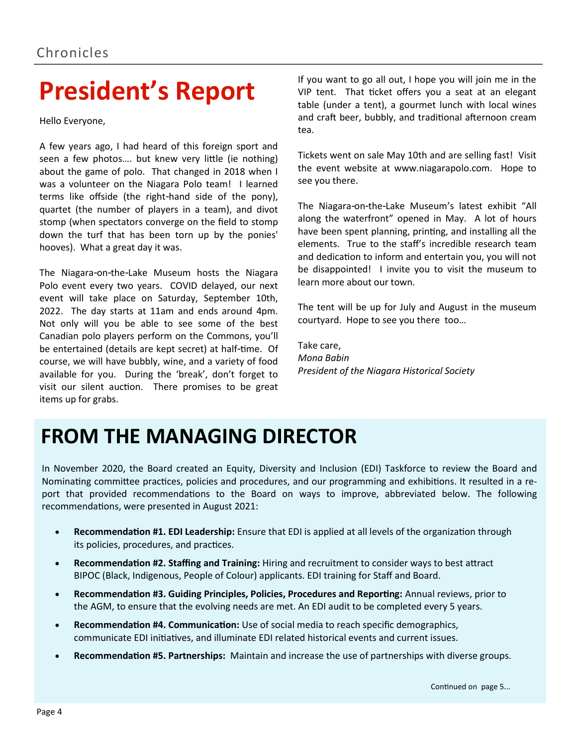# President's Report

Hello Everyone,

A few years ago, I had heard of this foreign sport and seen a few photos…. but knew very little (ie nothing) about the game of polo. That changed in 2018 when I was a volunteer on the Niagara Polo team! I learned terms like offside (the right-hand side of the pony), quartet (the number of players in a team), and divot stomp (when spectators converge on the field to stomp down the turf that has been torn up by the ponies' hooves). What a great day it was.

The Niagara-on-the-Lake Museum hosts the Niagara Polo event every two years. COVID delayed, our next event will take place on Saturday, September 10th, 2022. The day starts at 11am and ends around 4pm. Not only will you be able to see some of the best Canadian polo players perform on the Commons, you'll be entertained (details are kept secret) at half-time. Of course, we will have bubbly, wine, and a variety of food available for you. During the 'break', don't forget to visit our silent auction. There promises to be great items up for grabs.

If you want to go all out, I hope you will join me in the VIP tent. That ticket offers you a seat at an elegant table (under a tent), a gourmet lunch with local wines and craft beer, bubbly, and traditional afternoon cream tea.

Tickets went on sale May 10th and are selling fast! Visit the event website at www.niagarapolo.com. Hope to see you there.

The Niagara-on-the-Lake Museum's latest exhibit "All along the waterfront" opened in May. A lot of hours have been spent planning, printing, and installing all the elements. True to the staff's incredible research team and dedication to inform and entertain you, you will not be disappointed! I invite you to visit the museum to learn more about our town.

The tent will be up for July and August in the museum courtyard. Hope to see you there too…

Take care,
*Mona Babin*
*President of the Niagara Historical Society*

# FROM THE MANAGING DIRECTOR

In November 2020, the Board created an Equity, Diversity and Inclusion (EDI) Taskforce to review the Board and Nominating committee practices, policies and procedures, and our programming and exhibitions. It resulted in a report that provided recommendations to the Board on ways to improve, abbreviated below. The following recommendations, were presented in August 2021:

- **Recommendation #1. EDI Leadership:** Ensure that EDI is applied at all levels of the organization through its policies, procedures, and practices.
- **Recommendation #2. Staffing and Training:** Hiring and recruitment to consider ways to best attract BIPOC (Black, Indigenous, People of Colour) applicants. EDI training for Staff and Board.
- **Recommendation #3. Guiding Principles, Policies, Procedures and Reporting:** Annual reviews, prior to the AGM, to ensure that the evolving needs are met. An EDI audit to be completed every 5 years.
- **Recommendation #4. Communication:** Use of social media to reach specific demographics, communicate EDI initiatives, and illuminate EDI related historical events and current issues.
- **Recommendation #5. Partnerships:** Maintain and increase the use of partnerships with diverse groups.

Continued on page 5...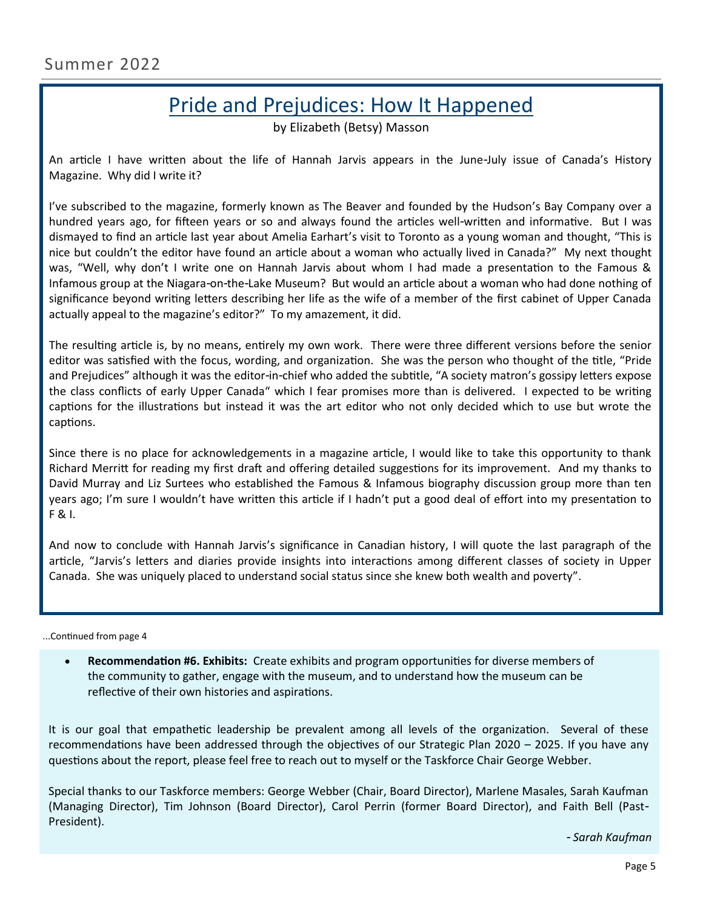## Pride and Prejudices: How It Happened

by Elizabeth (Betsy) Masson

An article I have written about the life of Hannah Jarvis appears in the June-July issue of Canada's History Magazine. Why did I write it?

I've subscribed to the magazine, formerly known as The Beaver and founded by the Hudson's Bay Company over a hundred years ago, for fifteen years or so and always found the articles well-written and informative. But I was dismayed to find an article last year about Amelia Earhart's visit to Toronto as a young woman and thought, "This is nice but couldn't the editor have found an article about a woman who actually lived in Canada?" My next thought was, "Well, why don't I write one on Hannah Jarvis about whom I had made a presentation to the Famous & Infamous group at the Niagara-on-the-Lake Museum? But would an article about a woman who had done nothing of significance beyond writing letters describing her life as the wife of a member of the first cabinet of Upper Canada actually appeal to the magazine's editor?" To my amazement, it did.

The resulting article is, by no means, entirely my own work. There were three different versions before the senior editor was satisfied with the focus, wording, and organization. She was the person who thought of the title, "Pride and Prejudices" although it was the editor-in-chief who added the subtitle, "A society matron's gossipy letters expose the class conflicts of early Upper Canada" which I fear promises more than is delivered. I expected to be writing captions for the illustrations but instead it was the art editor who not only decided which to use but wrote the captions.

Since there is no place for acknowledgements in a magazine article, I would like to take this opportunity to thank Richard Merritt for reading my first draft and offering detailed suggestions for its improvement. And my thanks to David Murray and Liz Surtees who established the Famous & Infamous biography discussion group more than ten years ago; I'm sure I wouldn't have written this article if I hadn't put a good deal of effort into my presentation to F & I.

And now to conclude with Hannah Jarvis's significance in Canadian history, I will quote the last paragraph of the article, "Jarvis's letters and diaries provide insights into interactions among different classes of society in Upper Canada. She was uniquely placed to understand social status since she knew both wealth and poverty".

...Continued from page 4

- **Recommendation #6. Exhibits:** Create exhibits and program opportunities for diverse members of the community to gather, engage with the museum, and to understand how the museum can be reflective of their own histories and aspirations.

It is our goal that empathetic leadership be prevalent among all levels of the organization. Several of these recommendations have been addressed through the objectives of our Strategic Plan 2020 – 2025. If you have any questions about the report, please feel free to reach out to myself or the Taskforce Chair George Webber.

Special thanks to our Taskforce members: George Webber (Chair, Board Director), Marlene Masales, Sarah Kaufman (Managing Director), Tim Johnson (Board Director), Carol Perrin (former Board Director), and Faith Bell (Past-President).

*- Sarah Kaufman*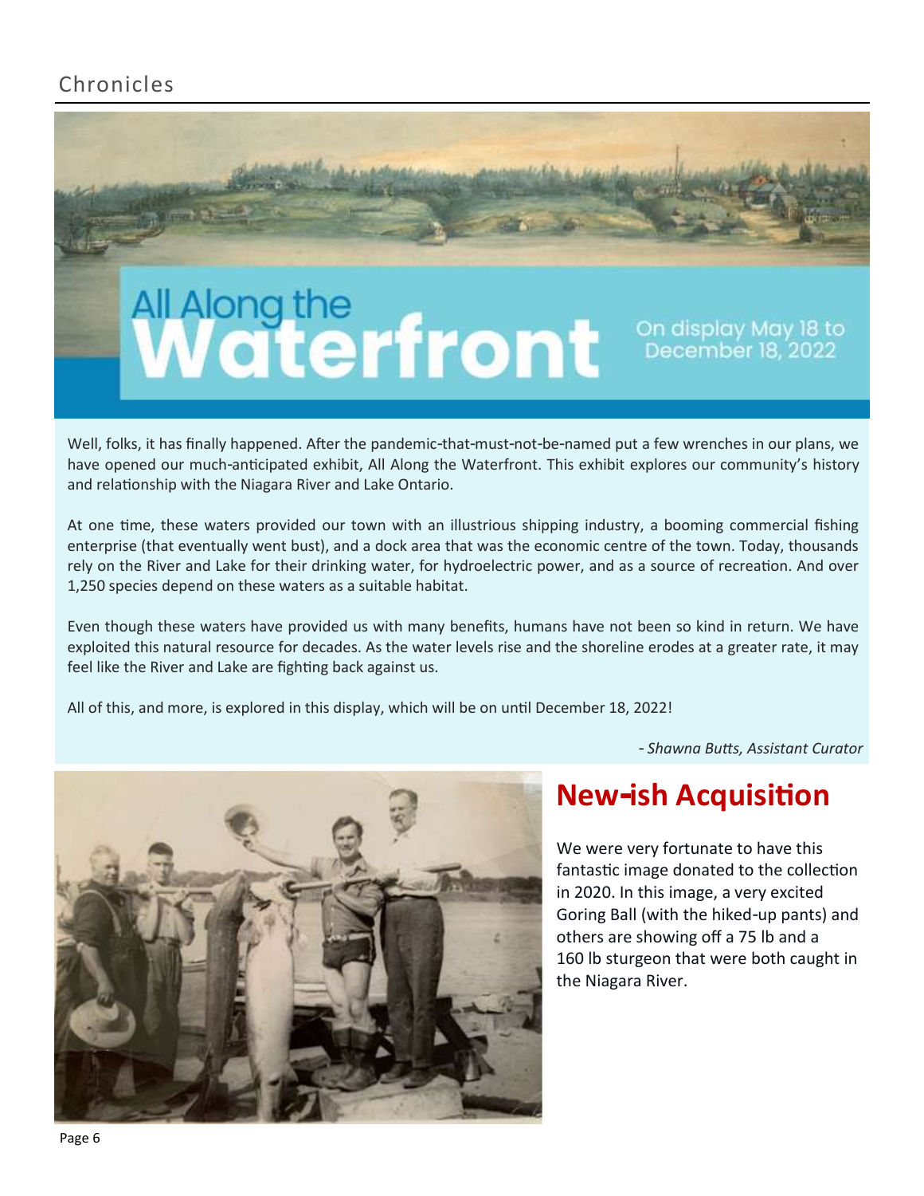# All Along the Waterfront

On display May 18 to December 18, 2022

Well, folks, it has finally happened. After the pandemic-that-must-not-be-named put a few wrenches in our plans, we have opened our much-anticipated exhibit, All Along the Waterfront. This exhibit explores our community's history and relationship with the Niagara River and Lake Ontario.

At one time, these waters provided our town with an illustrious shipping industry, a booming commercial fishing enterprise (that eventually went bust), and a dock area that was the economic centre of the town. Today, thousands rely on the River and Lake for their drinking water, for hydroelectric power, and as a source of recreation. And over 1,250 species depend on these waters as a suitable habitat.

Even though these waters have provided us with many benefits, humans have not been so kind in return. We have exploited this natural resource for decades. As the water levels rise and the shoreline erodes at a greater rate, it may feel like the River and Lake are fighting back against us.

All of this, and more, is explored in this display, which will be on until December 18, 2022!

*- Shawna Butts, Assistant Curator*

## New-ish Acquisition

We were very fortunate to have this fantastic image donated to the collection in 2020. In this image, a very excited Goring Ball (with the hiked-up pants) and others are showing off a 75 lb and a 160 lb sturgeon that were both caught in the Niagara River.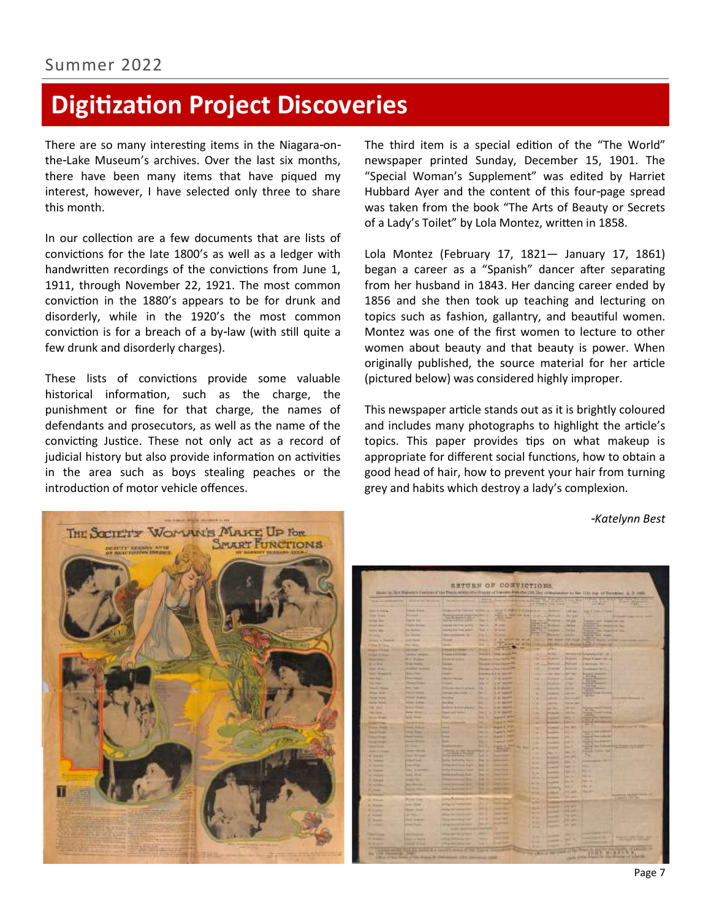# Digitization Project Discoveries

There are so many interesting items in the Niagara-on-the-Lake Museum's archives. Over the last six months, there have been many items that have piqued my interest, however, I have selected only three to share this month.

In our collection are a few documents that are lists of convictions for the late 1800's as well as a ledger with handwritten recordings of the convictions from June 1, 1911, through November 22, 1921. The most common conviction in the 1880's appears to be for drunk and disorderly, while in the 1920's the most common conviction is for a breach of a by-law (with still quite a few drunk and disorderly charges).

These lists of convictions provide some valuable historical information, such as the charge, the punishment or fine for that charge, the names of defendants and prosecutors, as well as the name of the convicting Justice. These not only act as a record of judicial history but also provide information on activities in the area such as boys stealing peaches or the introduction of motor vehicle offences.

The third item is a special edition of the "The World" newspaper printed Sunday, December 15, 1901. The "Special Woman's Supplement" was edited by Harriet Hubbard Ayer and the content of this four-page spread was taken from the book "The Arts of Beauty or Secrets of a Lady's Toilet" by Lola Montez, written in 1858.

Lola Montez (February 17, 1821— January 17, 1861) began a career as a "Spanish" dancer after separating from her husband in 1843. Her dancing career ended by 1856 and she then took up teaching and lecturing on topics such as fashion, gallantry, and beautiful women. Montez was one of the first women to lecture to other women about beauty and that beauty is power. When originally published, the source material for her article (pictured below) was considered highly improper.

This newspaper article stands out as it is brightly coloured and includes many photographs to highlight the article's topics. This paper provides tips on what makeup is appropriate for different social functions, how to obtain a good head of hair, how to prevent your hair from turning grey and habits which destroy a lady's complexion.

*-Katelynn Best*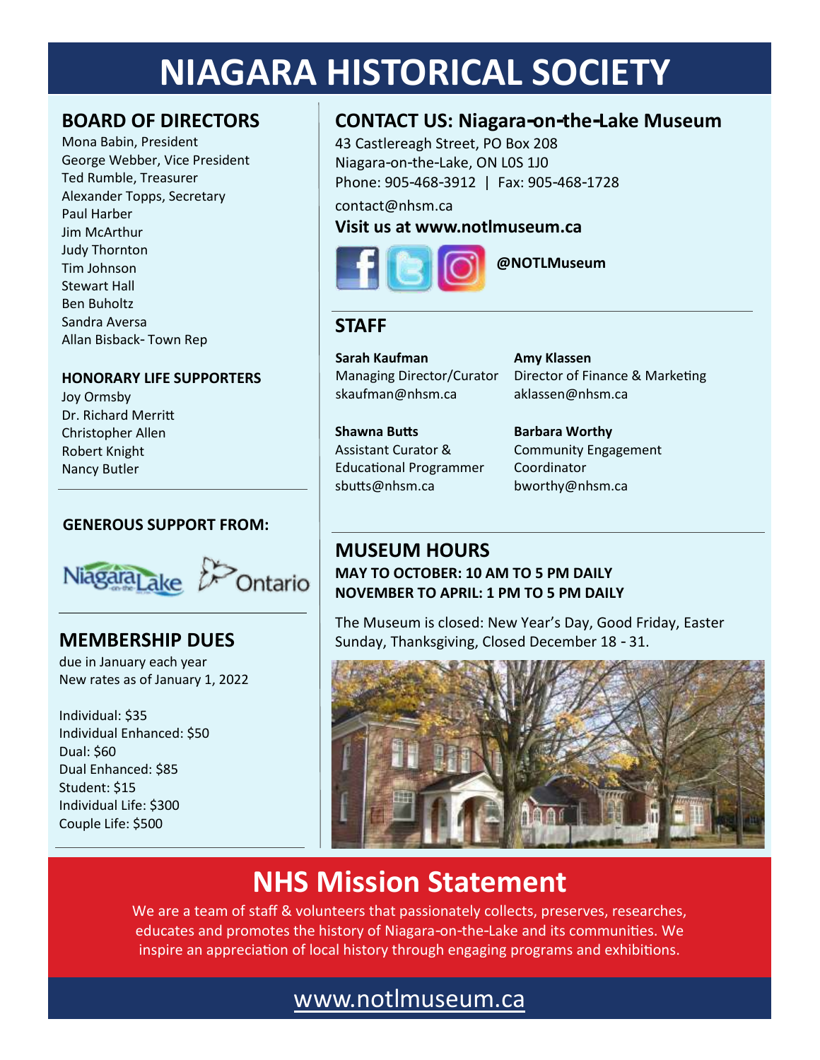# NIAGARA HISTORICAL SOCIETY

## BOARD OF DIRECTORS

Mona Babin, President
George Webber, Vice President
Ted Rumble, Treasurer
Alexander Topps, Secretary
Paul Harber
Jim McArthur
Judy Thornton
Tim Johnson
Stewart Hall
Ben Buholtz
Sandra Aversa
Allan Bisback- Town Rep

### HONORARY LIFE SUPPORTERS

Joy Ormsby
Dr. Richard Merritt
Christopher Allen
Robert Knight
Nancy Butler

### GENEROUS SUPPORT FROM:

Niagara-on-the-Lake
Ontario

## MEMBERSHIP DUES

due in January each year
New rates as of January 1, 2022

Individual: $35
Individual Enhanced: $50
Dual: $60
Dual Enhanced: $85
Student: $15
Individual Life: $300
Couple Life: $500

## CONTACT US: Niagara-on-the-Lake Museum

43 Castlereagh Street, PO Box 208
Niagara-on-the-Lake, ON L0S 1J0
Phone: 905-468-3912 | Fax: 905-468-1728
contact@nhsm.ca

**Visit us at www.notlmuseum.ca**

**@NOTLMuseum**

## STAFF

**Sarah Kaufman**
Managing Director/Curator
skaufman@nhsm.ca

**Amy Klassen**
Director of Finance & Marketing
aklassen@nhsm.ca

**Shawna Butts**
Assistant Curator &
Educational Programmer
sbutts@nhsm.ca

**Barbara Worthy**
Community Engagement
Coordinator
bworthy@nhsm.ca

## MUSEUM HOURS

**MAY TO OCTOBER: 10 AM TO 5 PM DAILY**
**NOVEMBER TO APRIL: 1 PM TO 5 PM DAILY**

The Museum is closed: New Year's Day, Good Friday, Easter Sunday, Thanksgiving, Closed December 18 - 31.

# NHS Mission Statement

We are a team of staff & volunteers that passionately collects, preserves, researches, educates and promotes the history of Niagara-on-the-Lake and its communities. We inspire an appreciation of local history through engaging programs and exhibitions.

www.notlmuseum.ca